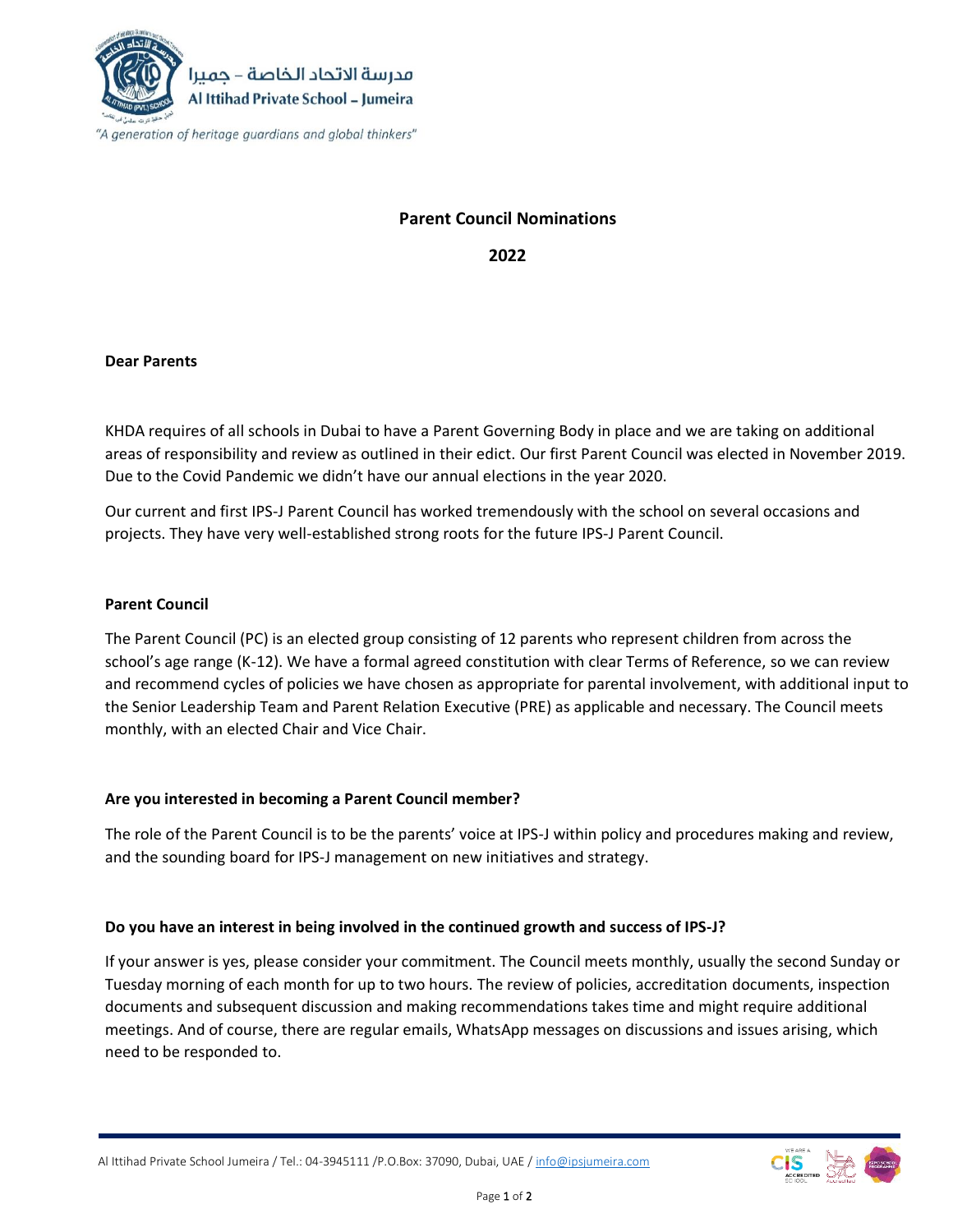مدرسة الاتحاد الخاصة – جميرا

Al Ittihad Private School – Jumeira

*"A generation of heritage guardians and global thinkers"*

## Parent Council Nominations

## 2022

**Dear Parents**

KHDA requires of all schools in Dubai to have a Parent Governing Body in place and we are taking on additional areas of responsibility and review as outlined in their edict. Our first Parent Council was elected in November 2019. Due to the Covid Pandemic we didn't have our annual elections in the year 2020.

Our current and first IPS-J Parent Council has worked tremendously with the school on several occasions and projects. They have very well-established strong roots for the future IPS-J Parent Council.

### Parent Council

The Parent Council (PC) is an elected group consisting of 12 parents who represent children from across the school's age range (K-12). We have a formal agreed constitution with clear Terms of Reference, so we can review and recommend cycles of policies we have chosen as appropriate for parental involvement, with additional input to the Senior Leadership Team and Parent Relation Executive (PRE) as applicable and necessary. The Council meets monthly, with an elected Chair and Vice Chair.

### Are you interested in becoming a Parent Council member?

The role of the Parent Council is to be the parents' voice at IPS-J within policy and procedures making and review, and the sounding board for IPS-J management on new initiatives and strategy.

### Do you have an interest in being involved in the continued growth and success of IPS-J?

If your answer is yes, please consider your commitment. The Council meets monthly, usually the second Sunday or Tuesday morning of each month for up to two hours. The review of policies, accreditation documents, inspection documents and subsequent discussion and making recommendations takes time and might require additional meetings. And of course, there are regular emails, WhatsApp messages on discussions and issues arising, which need to be responded to.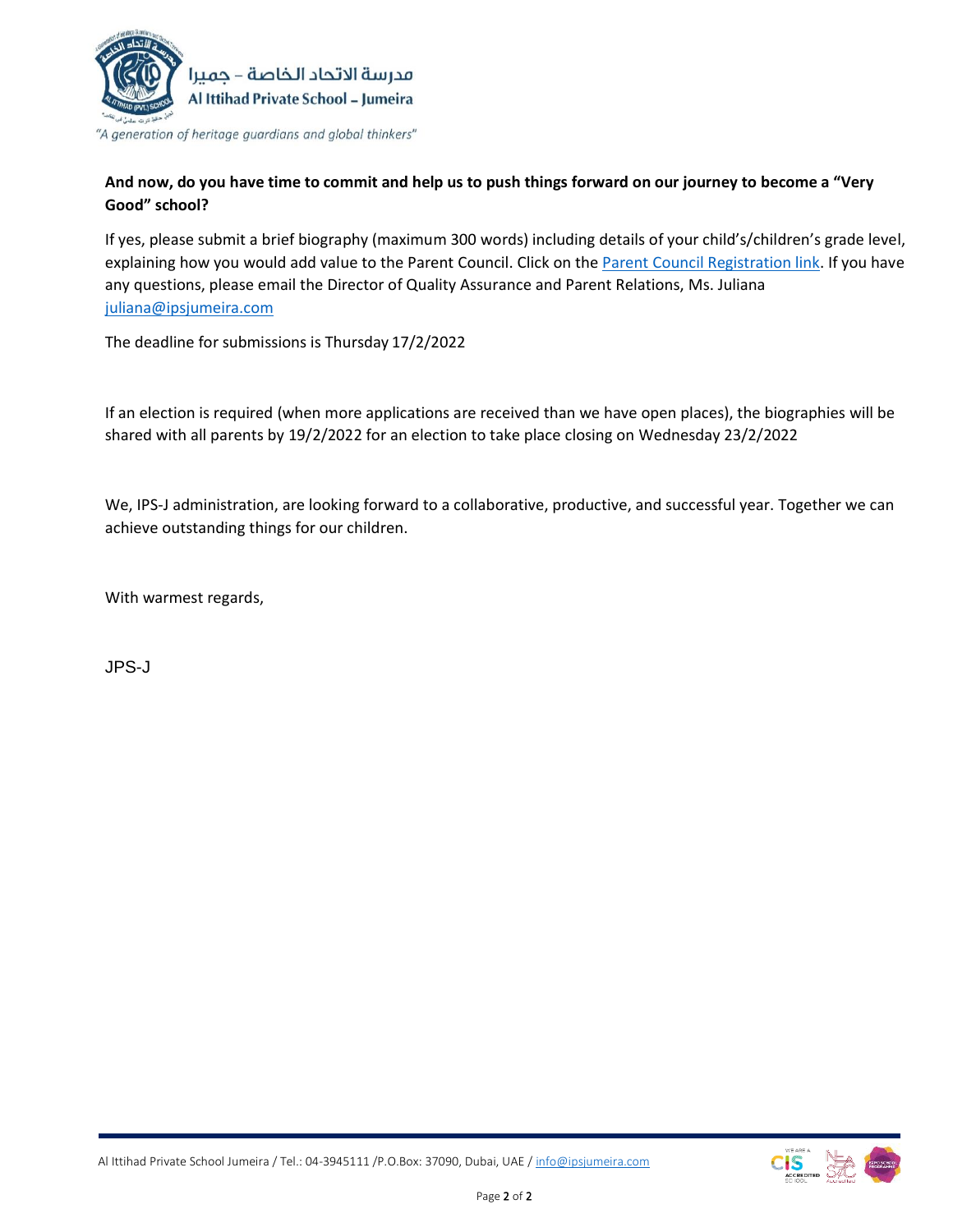**And now, do you have time to commit and help us to push things forward on our journey to become a "Very Good" school?**

If yes, please submit a brief biography (maximum 300 words) including details of your child's/children's grade level, explaining how you would add value to the Parent Council. Click on the Parent Council Registration link. If you have any questions, please email the Director of Quality Assurance and Parent Relations, Ms. Juliana juliana@ipsjumeira.com

The deadline for submissions is Thursday 17/2/2022

If an election is required (when more applications are received than we have open places), the biographies will be shared with all parents by 19/2/2022 for an election to take place closing on Wednesday 23/2/2022

We, IPS-J administration, are looking forward to a collaborative, productive, and successful year. Together we can achieve outstanding things for our children.

With warmest regards,

JPS-J